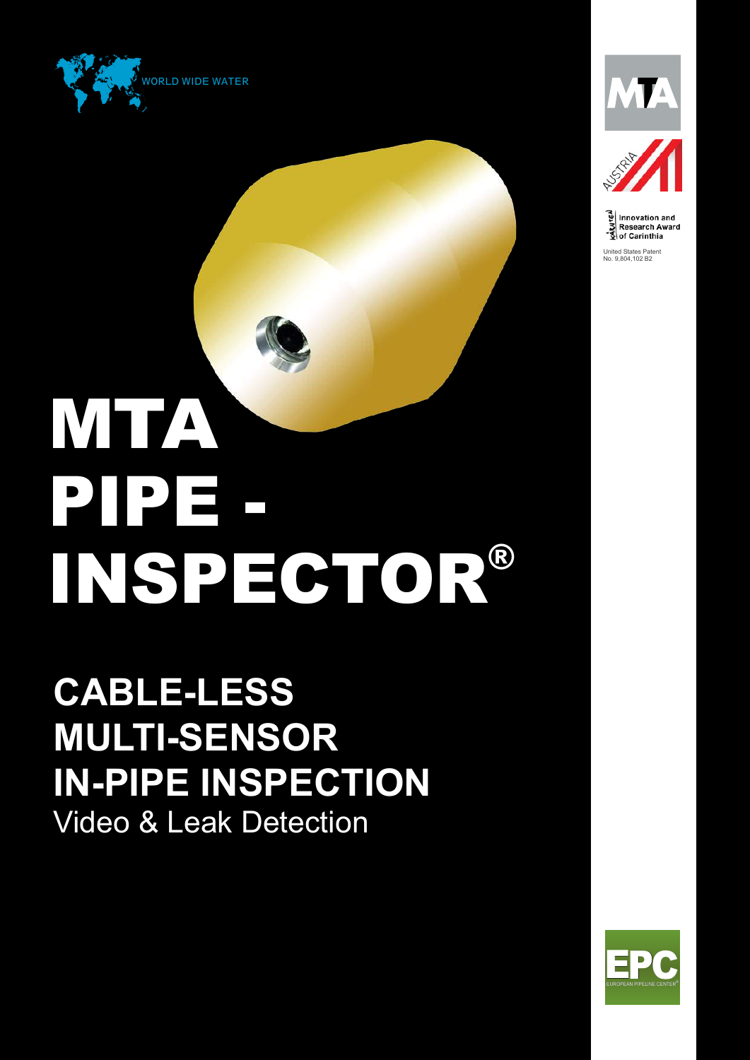WORLD WIDE WATER

MTA

AUSTRIA

Innovation and Research Award of Carinthia

United States Patent No. 9,804,102 B2

# MTA PIPE - INSPECTOR®

## CABLE-LESS MULTI-SENSOR IN-PIPE INSPECTION

Video & Leak Detection

EPC

EUROPEAN PIPELINE CENTER®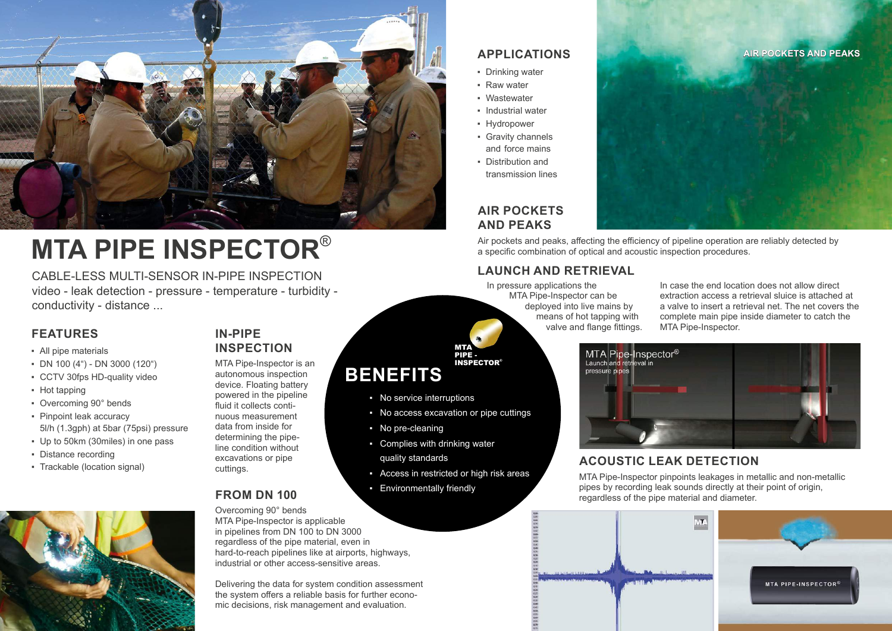# MTA PIPE INSPECTOR®

CABLE-LESS MULTI-SENSOR IN-PIPE INSPECTION
video - leak detection - pressure - temperature - turbidity - conductivity - distance ...

## FEATURES

- All pipe materials
- DN 100 (4") - DN 3000 (120")
- CCTV 30fps HD-quality video
- Hot tapping
- Overcoming 90° bends
- Pinpoint leak accuracy 5l/h (1.3gph) at 5bar (75psi) pressure
- Up to 50km (30miles) in one pass
- Distance recording
- Trackable (location signal)

## IN-PIPE INSPECTION

MTA Pipe-Inspector is an autonomous inspection device. Floating battery powered in the pipeline fluid it collects continuous measurement data from inside for determining the pipeline condition without excavations or pipe cuttings.

## FROM DN 100

Overcoming 90° bends
MTA Pipe-Inspector is applicable in pipelines from DN 100 to DN 3000 regardless of the pipe material, even in hard-to-reach pipelines like at airports, highways, industrial or other access-sensitive areas.

Delivering the data for system condition assessment the system offers a reliable basis for further economic decisions, risk management and evaluation.

## BENEFITS

MTA PIPE - INSPECTOR®

- No service interruptions
- No access excavation or pipe cuttings
- No pre-cleaning
- Complies with drinking water quality standards
- Access in restricted or high risk areas
- Environmentally friendly

## APPLICATIONS

- Drinking water
- Raw water
- Wastewater
- Industrial water
- Hydropower
- Gravity channels and force mains
- Distribution and transmission lines

AIR POCKETS AND PEAKS

## AIR POCKETS AND PEAKS

Air pockets and peaks, affecting the efficiency of pipeline operation are reliably detected by a specific combination of optical and acoustic inspection procedures.

## LAUNCH AND RETRIEVAL

In pressure applications the MTA Pipe-Inspector can be deployed into live mains by means of hot tapping with valve and flange fittings.

In case the end location does not allow direct extraction access a retrieval sluice is attached at a valve to insert a retrieval net. The net covers the complete main pipe inside diameter to catch the MTA Pipe-Inspector.

MTA Pipe-Inspector®
Launch and retrieval in pressure pipes

## ACOUSTIC LEAK DETECTION

MTA Pipe-Inspector pinpoints leakages in metallic and non-metallic pipes by recording leak sounds directly at their point of origin, regardless of the pipe material and diameter.

MTA PIPE-INSPECTOR®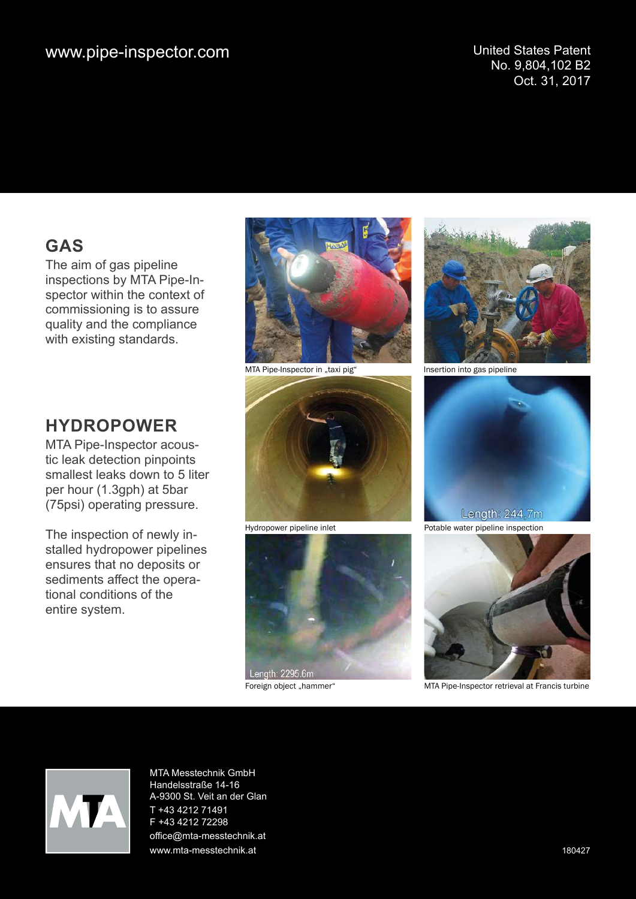www.pipe-inspector.com

United States Patent
No. 9,804,102 B2
Oct. 31, 2017

## GAS

The aim of gas pipeline inspections by MTA Pipe-Inspector within the context of commissioning is to assure quality and the compliance with existing standards.

## HYDROPOWER

MTA Pipe-Inspector acoustic leak detection pinpoints smallest leaks down to 5 liter per hour (1.3gph) at 5bar (75psi) operating pressure.

The inspection of newly installed hydropower pipelines ensures that no deposits or sediments affect the operational conditions of the entire system.

MTA Pipe-Inspector in „taxi pig"

Insertion into gas pipeline

Length: 244.7m

Hydropower pipeline inlet

Potable water pipeline inspection

Length: 2295.6m

Foreign object „hammer"

MTA Pipe-Inspector retrieval at Francis turbine

MTA Messtechnik GmbH
Handelsstraße 14-16
A-9300 St. Veit an der Glan
T +43 4212 71491
F +43 4212 72298
office@mta-messtechnik.at
www.mta-messtechnik.at

180427